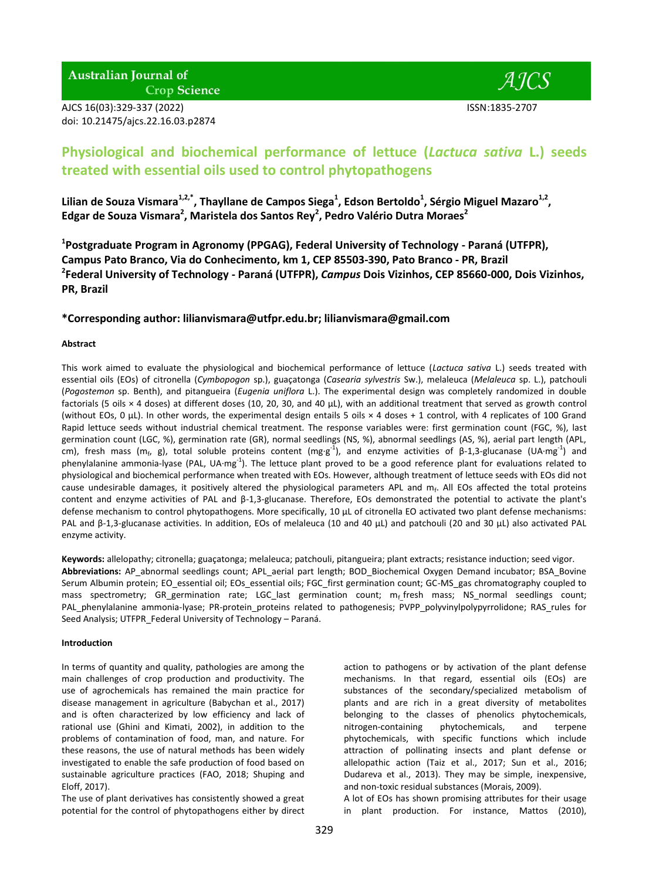# Physiological and biochemical performance of lettuce (*Lactuca sativa* L.) seeds treated with essential oils used to control phytopathogens

**Lilian de Souza Vismara[1,2,*], Thayllane de Campos Siega[1], Edson Bertoldo[1], Sérgio Miguel Mazaro[1,2], Edgar de Souza Vismara[2], Maristela dos Santos Rey[2], Pedro Valério Dutra Moraes[2]**

**[1]Postgraduate Program in Agronomy (PPGAG), Federal University of Technology - Paraná (UTFPR), Campus Pato Branco, Via do Conhecimento, km 1, CEP 85503-390, Pato Branco - PR, Brazil**
**[2]Federal University of Technology - Paraná (UTFPR), *Campus* Dois Vizinhos, CEP 85660-000, Dois Vizinhos, PR, Brazil**

**\*Corresponding author: lilianvismara@utfpr.edu.br; lilianvismara@gmail.com**

#### Abstract

This work aimed to evaluate the physiological and biochemical performance of lettuce (*Lactuca sativa* L.) seeds treated with essential oils (EOs) of citronella (*Cymbopogon* sp.), guaçatonga (*Casearia sylvestris* Sw.), melaleuca (*Melaleuca* sp. L.), patchouli (*Pogostemon* sp. Benth), and pitangueira (*Eugenia uniflora* L.). The experimental design was completely randomized in double factorials (5 oils × 4 doses) at different doses (10, 20, 30, and 40 µL), with an additional treatment that served as growth control (without EOs, 0 µL). In other words, the experimental design entails 5 oils × 4 doses + 1 control, with 4 replicates of 100 Grand Rapid lettuce seeds without industrial chemical treatment. The response variables were: first germination count (FGC, %), last germination count (LGC, %), germination rate (GR), normal seedlings (NS, %), abnormal seedlings (AS, %), aerial part length (APL, cm), fresh mass ($m_f$, g), total soluble proteins content (mg·g$^{-1}$), and enzyme activities of β-1,3-glucanase (UA·mg$^{-1}$) and phenylalanine ammonia-lyase (PAL, UA·mg$^{-1}$). The lettuce plant proved to be a good reference plant for evaluations related to physiological and biochemical performance when treated with EOs. However, although treatment of lettuce seeds with EOs did not cause undesirable damages, it positively altered the physiological parameters APL and $m_f$. All EOs affected the total proteins content and enzyme activities of PAL and β-1,3-glucanase. Therefore, EOs demonstrated the potential to activate the plant's defense mechanism to control phytopathogens. More specifically, 10 µL of citronella EO activated two plant defense mechanisms: PAL and β-1,3-glucanase activities. In addition, EOs of melaleuca (10 and 40 µL) and patchouli (20 and 30 µL) also activated PAL enzyme activity.

**Keywords:** allelopathy; citronella; guaçatonga; melaleuca; patchouli, pitangueira; plant extracts; resistance induction; seed vigor.
**Abbreviations:** AP_abnormal seedlings count; APL_aerial part length; BOD_Biochemical Oxygen Demand incubator; BSA_Bovine Serum Albumin protein; EO_essential oil; EOs_essential oils; FGC_first germination count; GC-MS_gas chromatography coupled to mass spectrometry; GR_germination rate; LGC_last germination count; $m_f$_fresh mass; NS_normal seedlings count; PAL_phenylalanine ammonia-lyase; PR-protein_proteins related to pathogenesis; PVPP_polyvinylpolypyrrolidone; RAS_rules for Seed Analysis; UTFPR_Federal University of Technology – Paraná.

#### Introduction

In terms of quantity and quality, pathologies are among the main challenges of crop production and productivity. The use of agrochemicals has remained the main practice for disease management in agriculture (Babychan et al., 2017) and is often characterized by low efficiency and lack of rational use (Ghini and Kimati, 2002), in addition to the problems of contamination of food, man, and nature. For these reasons, the use of natural methods has been widely investigated to enable the safe production of food based on sustainable agriculture practices (FAO, 2018; Shuping and Eloff, 2017).

The use of plant derivatives has consistently showed a great potential for the control of phytopathogens either by direct action to pathogens or by activation of the plant defense mechanisms. In that regard, essential oils (EOs) are substances of the secondary/specialized metabolism of plants and are rich in a great diversity of metabolites belonging to the classes of phenolics phytochemicals, nitrogen-containing phytochemicals, and terpene phytochemicals, with specific functions which include attraction of pollinating insects and plant defense or allelopathic action (Taiz et al., 2017; Sun et al., 2016; Dudareva et al., 2013). They may be simple, inexpensive, and non-toxic residual substances (Morais, 2009).

A lot of EOs has shown promising attributes for their usage in plant production. For instance, Mattos (2010),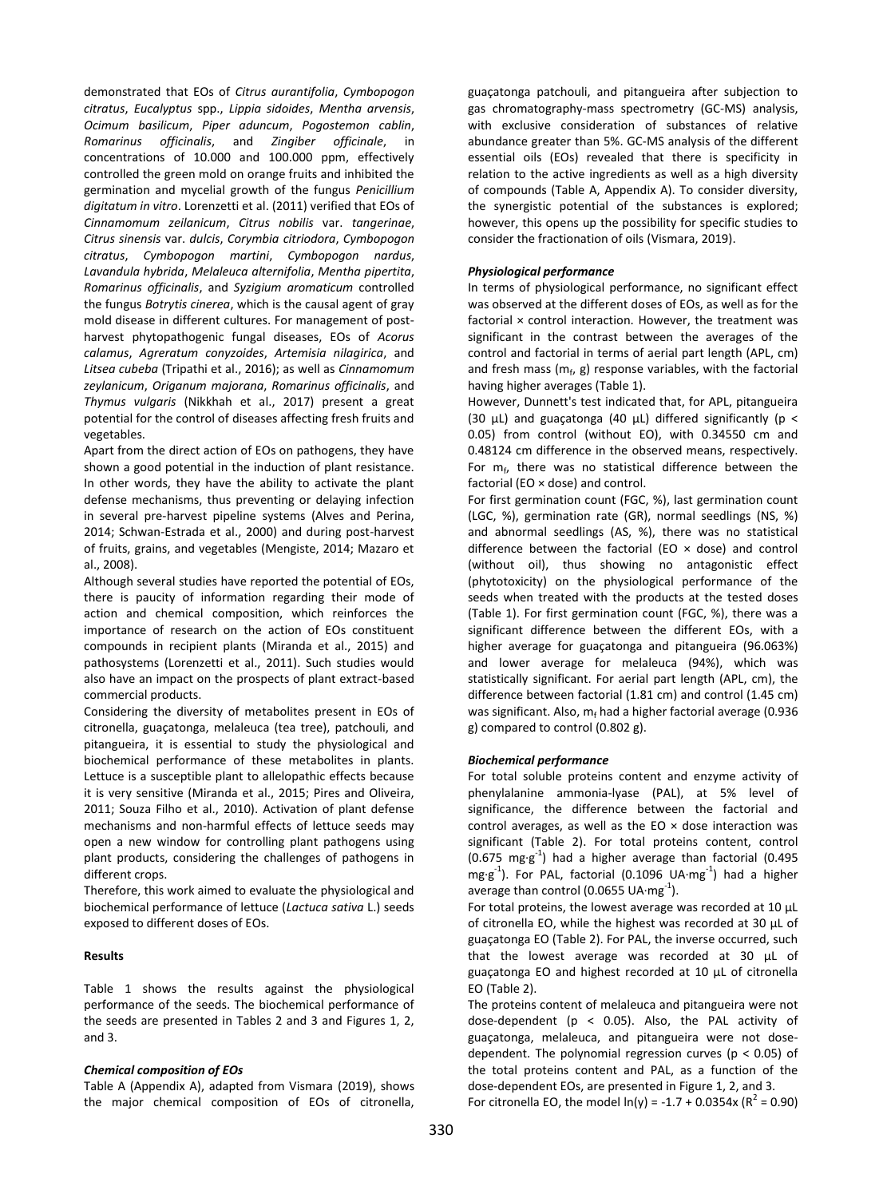demonstrated that EOs of *Citrus aurantifolia*, *Cymbopogon citratus*, *Eucalyptus* spp., *Lippia sidoides*, *Mentha arvensis*, *Ocimum basilicum*, *Piper aduncum*, *Pogostemon cablin*, *Romarinus officinalis*, and *Zingiber officinale*, in concentrations of 10.000 and 100.000 ppm, effectively controlled the green mold on orange fruits and inhibited the germination and mycelial growth of the fungus *Penicillium digitatum in vitro*. Lorenzetti et al. (2011) verified that EOs of *Cinnamomum zeilanicum*, *Citrus nobilis* var. *tangerinae*, *Citrus sinensis* var. *dulcis*, *Corymbia citriodora*, *Cymbopogon citratus*, *Cymbopogon martini*, *Cymbopogon nardus*, *Lavandula hybrida*, *Melaleuca alternifolia*, *Mentha pipertita*, *Romarinus officinalis*, and *Syzigium aromaticum* controlled the fungus *Botrytis cinerea*, which is the causal agent of gray mold disease in different cultures. For management of post-harvest phytopathogenic fungal diseases, EOs of *Acorus calamus*, *Agreratum conyzoides*, *Artemisia nilagirica*, and *Litsea cubeba* (Tripathi et al., 2016); as well as *Cinnamomum zeylanicum*, *Origanum majorana*, *Romarinus officinalis*, and *Thymus vulgaris* (Nikkhah et al., 2017) present a great potential for the control of diseases affecting fresh fruits and vegetables.

Apart from the direct action of EOs on pathogens, they have shown a good potential in the induction of plant resistance. In other words, they have the ability to activate the plant defense mechanisms, thus preventing or delaying infection in several pre-harvest pipeline systems (Alves and Perina, 2014; Schwan-Estrada et al., 2000) and during post-harvest of fruits, grains, and vegetables (Mengiste, 2014; Mazaro et al., 2008).

Although several studies have reported the potential of EOs, there is paucity of information regarding their mode of action and chemical composition, which reinforces the importance of research on the action of EOs constituent compounds in recipient plants (Miranda et al., 2015) and pathosystems (Lorenzetti et al., 2011). Such studies would also have an impact on the prospects of plant extract-based commercial products.

Considering the diversity of metabolites present in EOs of citronella, guaçatonga, melaleuca (tea tree), patchouli, and pitangueira, it is essential to study the physiological and biochemical performance of these metabolites in plants. Lettuce is a susceptible plant to allelopathic effects because it is very sensitive (Miranda et al., 2015; Pires and Oliveira, 2011; Souza Filho et al., 2010). Activation of plant defense mechanisms and non-harmful effects of lettuce seeds may open a new window for controlling plant pathogens using plant products, considering the challenges of pathogens in different crops.

Therefore, this work aimed to evaluate the physiological and biochemical performance of lettuce (*Lactuca sativa* L.) seeds exposed to different doses of EOs.

## Results

Table 1 shows the results against the physiological performance of the seeds. The biochemical performance of the seeds are presented in Tables 2 and 3 and Figures 1, 2, and 3.

### *Chemical composition of EOs*

Table A (Appendix A), adapted from Vismara (2019), shows the major chemical composition of EOs of citronella, guaçatonga patchouli, and pitangueira after subjection to gas chromatography-mass spectrometry (GC-MS) analysis, with exclusive consideration of substances of relative abundance greater than 5%. GC-MS analysis of the different essential oils (EOs) revealed that there is specificity in relation to the active ingredients as well as a high diversity of compounds (Table A, Appendix A). To consider diversity, the synergistic potential of the substances is explored; however, this opens up the possibility for specific studies to consider the fractionation of oils (Vismara, 2019).

### *Physiological performance*

In terms of physiological performance, no significant effect was observed at the different doses of EOs, as well as for the factorial × control interaction. However, the treatment was significant in the contrast between the averages of the control and factorial in terms of aerial part length (APL, cm) and fresh mass ($m_f$, g) response variables, with the factorial having higher averages (Table 1).

However, Dunnett's test indicated that, for APL, pitangueira (30 µL) and guaçatonga (40 µL) differed significantly ($p < 0.05$) from control (without EO), with 0.34550 cm and 0.48124 cm difference in the observed means, respectively. For $m_f$, there was no statistical difference between the factorial (EO × dose) and control.

For first germination count (FGC, %), last germination count (LGC, %), germination rate (GR), normal seedlings (NS, %) and abnormal seedlings (AS, %), there was no statistical difference between the factorial (EO × dose) and control (without oil), thus showing no antagonistic effect (phytotoxicity) on the physiological performance of the seeds when treated with the products at the tested doses (Table 1). For first germination count (FGC, %), there was a significant difference between the different EOs, with a higher average for guaçatonga and pitangueira (96.063%) and lower average for melaleuca (94%), which was statistically significant. For aerial part length (APL, cm), the difference between factorial (1.81 cm) and control (1.45 cm) was significant. Also, $m_f$ had a higher factorial average (0.936 g) compared to control (0.802 g).

### *Biochemical performance*

For total soluble proteins content and enzyme activity of phenylalanine ammonia-lyase (PAL), at 5% level of significance, the difference between the factorial and control averages, as well as the EO × dose interaction was significant (Table 2). For total proteins content, control (0.675 $mg \cdot g^{-1}$) had a higher average than factorial (0.495 $mg \cdot g^{-1}$). For PAL, factorial (0.1096 $UA \cdot mg^{-1}$) had a higher average than control (0.0655 $UA \cdot mg^{-1}$).

For total proteins, the lowest average was recorded at 10 µL of citronella EO, while the highest was recorded at 30 µL of guaçatonga EO (Table 2). For PAL, the inverse occurred, such that the lowest average was recorded at 30 µL of guaçatonga EO and highest recorded at 10 µL of citronella EO (Table 2).

The proteins content of melaleuca and pitangueira were not dose-dependent ($p < 0.05$). Also, the PAL activity of guaçatonga, melaleuca, and pitangueira were not dose-dependent. The polynomial regression curves ($p < 0.05$) of the total proteins content and PAL, as a function of the dose-dependent EOs, are presented in Figure 1, 2, and 3.

For citronella EO, the model $\ln(y) = -1.7 + 0.0354x$ ($R^2 = 0.90$)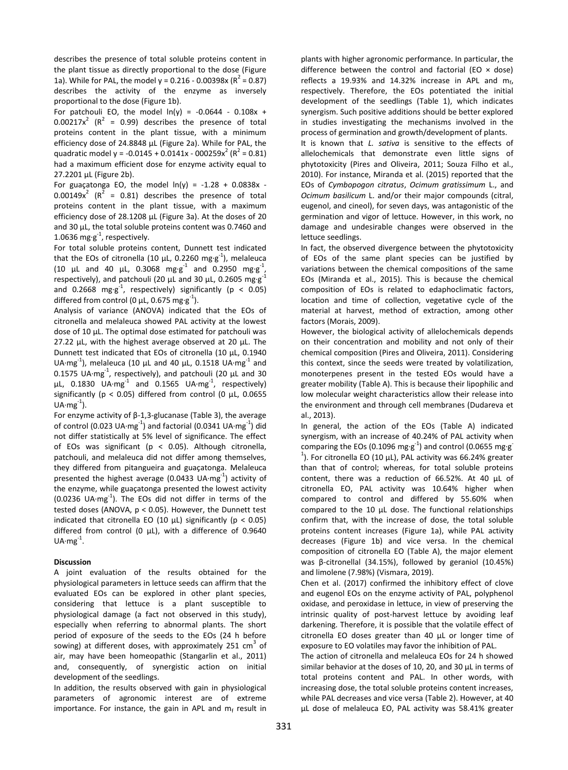describes the presence of total soluble proteins content in the plant tissue as directly proportional to the dose (Figure 1a). While for PAL, the model $y = 0.216 - 0.00398x$ ($R^2 = 0.87$) describes the activity of the enzyme as inversely proportional to the dose (Figure 1b).

For patchouli EO, the model $\ln(y) = -0.0644 - 0.108x + 0.00217x^2$ ($R^2 = 0.99$) describes the presence of total proteins content in the plant tissue, with a minimum efficiency dose of 24.8848 µL (Figure 2a). While for PAL, the quadratic model $y = -0.0145 + 0.0141x - 000259x^2$ ($R^2 = 0.81$) had a maximum efficient dose for enzyme activity equal to 27.2201 µL (Figure 2b).

For guaçatonga EO, the model $\ln(y) = -1.28 + 0.0838x - 0.00149x^2$ ($R^2 = 0.81$) describes the presence of total proteins content in the plant tissue, with a maximum efficiency dose of 28.1208 µL (Figure 3a). At the doses of 20 and 30 µL, the total soluble proteins content was 0.7460 and 1.0636 $mg \cdot g^{-1}$, respectively.

For total soluble proteins content, Dunnett test indicated that the EOs of citronella (10 µL, 0.2260 $mg \cdot g^{-1}$), melaleuca (10 µL and 40 µL, 0.3068 $mg \cdot g^{-1}$ and 0.2950 $mg \cdot g^{-1}$, respectively), and patchouli (20 µL and 30 µL, 0.2605 $mg \cdot g^{-1}$ and 0.2668 $mg \cdot g^{-1}$, respectively) significantly ($p < 0.05$) differed from control (0 µL, 0.675 $mg \cdot g^{-1}$).

Analysis of variance (ANOVA) indicated that the EOs of citronella and melaleuca showed PAL activity at the lowest dose of 10 µL. The optimal dose estimated for patchouli was 27.22 µL, with the highest average observed at 20 µL. The Dunnett test indicated that EOs of citronella (10 µL, 0.1940 $UA \cdot mg^{-1}$), melaleuca (10 µL and 40 µL, 0.1518 $UA \cdot mg^{-1}$ and 0.1575 $UA \cdot mg^{-1}$, respectively), and patchouli (20 µL and 30 µL, 0.1830 $UA \cdot mg^{-1}$ and 0.1565 $UA \cdot mg^{-1}$, respectively) significantly ($p < 0.05$) differed from control (0 µL, 0.0655 $UA \cdot mg^{-1}$).

For enzyme activity of β-1,3-glucanase (Table 3), the average of control (0.023 $UA \cdot mg^{-1}$) and factorial (0.0341 $UA \cdot mg^{-1}$) did not differ statistically at 5% level of significance. The effect of EOs was significant ($p < 0.05$). Although citronella, patchouli, and melaleuca did not differ among themselves, they differed from pitangueira and guaçatonga. Melaleuca presented the highest average (0.0433 $UA \cdot mg^{-1}$) activity of the enzyme, while guaçatonga presented the lowest activity (0.0236 $UA \cdot mg^{-1}$). The EOs did not differ in terms of the tested doses (ANOVA, $p < 0.05$). However, the Dunnett test indicated that citronella EO (10 µL) significantly ($p < 0.05$) differed from control (0 µL), with a difference of 0.9640 $UA \cdot mg^{-1}$.

## Discussion

A joint evaluation of the results obtained for the physiological parameters in lettuce seeds can affirm that the evaluated EOs can be explored in other plant species, considering that lettuce is a plant susceptible to physiological damage (a fact not observed in this study), especially when referring to abnormal plants. The short period of exposure of the seeds to the EOs (24 h before sowing) at different doses, with approximately 251 $cm^3$ of air, may have been homeopathic (Stangarlin et al., 2011) and, consequently, of synergistic action on initial development of the seedlings.

In addition, the results observed with gain in physiological parameters of agronomic interest are of extreme importance. For instance, the gain in APL and $m_f$ result in plants with higher agronomic performance. In particular, the difference between the control and factorial (EO × dose) reflects a 19.93% and 14.32% increase in APL and $m_f$, respectively. Therefore, the EOs potentiated the initial development of the seedlings (Table 1), which indicates synergism. Such positive additions should be better explored in studies investigating the mechanisms involved in the process of germination and growth/development of plants.

It is known that *L. sativa* is sensitive to the effects of allelochemicals that demonstrate even little signs of phytotoxicity (Pires and Oliveira, 2011; Souza Filho et al., 2010). For instance, Miranda et al. (2015) reported that the EOs of *Cymbopogon citratus*, *Ocimum gratissimum* L., and *Ocimum basilicum* L. and/or their major compounds (citral, eugenol, and cineol), for seven days, was antagonistic of the germination and vigor of lettuce. However, in this work, no damage and undesirable changes were observed in the lettuce seedlings.

In fact, the observed divergence between the phytotoxicity of EOs of the same plant species can be justified by variations between the chemical compositions of the same EOs (Miranda et al., 2015). This is because the chemical composition of EOs is related to edaphoclimatic factors, location and time of collection, vegetative cycle of the material at harvest, method of extraction, among other factors (Morais, 2009).

However, the biological activity of allelochemicals depends on their concentration and mobility and not only of their chemical composition (Pires and Oliveira, 2011). Considering this context, since the seeds were treated by volatilization, monoterpenes present in the tested EOs would have a greater mobility (Table A). This is because their lipophilic and low molecular weight characteristics allow their release into the environment and through cell membranes (Dudareva et al., 2013).

In general, the action of the EOs (Table A) indicated synergism, with an increase of 40.24% of PAL activity when comparing the EOs (0.1096 $mg \cdot g^{-1}$) and control (0.0655 $mg \cdot g^{-1}$). For citronella EO (10 µL), PAL activity was 66.24% greater than that of control; whereas, for total soluble proteins content, there was a reduction of 66.52%. At 40 µL of citronella EO, PAL activity was 10.64% higher when compared to control and differed by 55.60% when compared to the 10 µL dose. The functional relationships confirm that, with the increase of dose, the total soluble proteins content increases (Figure 1a), while PAL activity decreases (Figure 1b) and vice versa. In the chemical composition of citronella EO (Table A), the major element was β-citronellal (34.15%), followed by geraniol (10.45%) and limolene (7.98%) (Vismara, 2019).

Chen et al. (2017) confirmed the inhibitory effect of clove and eugenol EOs on the enzyme activity of PAL, polyphenol oxidase, and peroxidase in lettuce, in view of preserving the intrinsic quality of post-harvest lettuce by avoiding leaf darkening. Therefore, it is possible that the volatile effect of citronella EO doses greater than 40 µL or longer time of exposure to EO volatiles may favor the inhibition of PAL.

The action of citronella and melaleuca EOs for 24 h showed similar behavior at the doses of 10, 20, and 30 µL in terms of total proteins content and PAL. In other words, with increasing dose, the total soluble proteins content increases, while PAL decreases and vice versa (Table 2). However, at 40 µL dose of melaleuca EO, PAL activity was 58.41% greater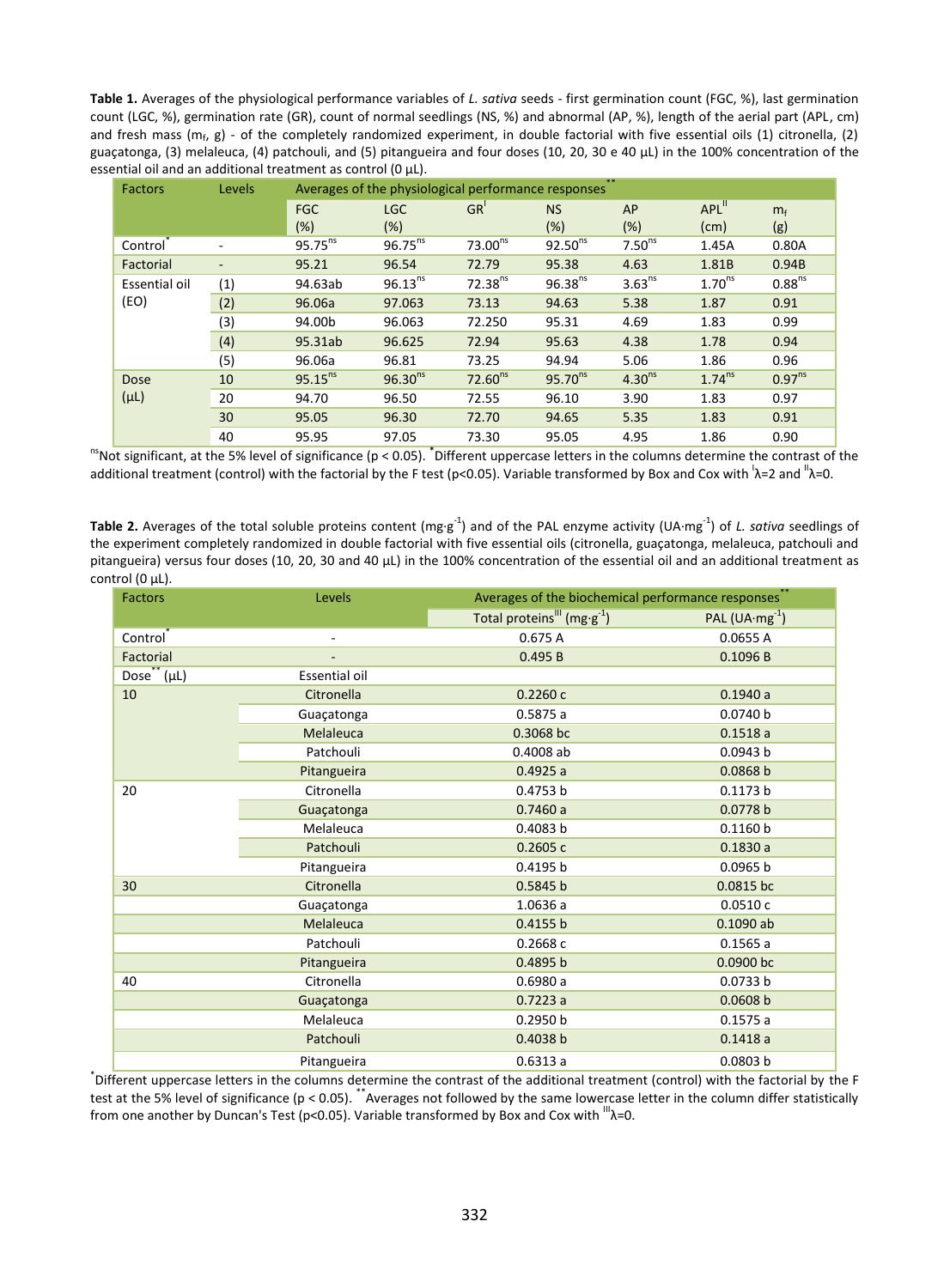**Table 1.** Averages of the physiological performance variables of *L. sativa* seeds - first germination count (FGC, %), last germination count (LGC, %), germination rate (GR), count of normal seedlings (NS, %) and abnormal (AP, %), length of the aerial part (APL, cm) and fresh mass ($m_f$, g) - of the completely randomized experiment, in double factorial with five essential oils (1) citronella, (2) guaçatonga, (3) melaleuca, (4) patchouli, and (5) pitangueira and four doses (10, 20, 30 e 40 µL) in the 100% concentration of the essential oil and an additional treatment as control (0 µL).

| Factors | Levels | Averages of the physiological performance responses** | | | | | | |
|---|---|---|---|---|---|---|---|---|
| | | FGC (%) | LGC (%) | GR[I] | NS (%) | AP (%) | APL[II] (cm) | $m_f$ (g) |
| Control* | - | 95.75[ns] | 96.75[ns] | 73.00[ns] | 92.50[ns] | 7.50[ns] | 1.45A | 0.80A |
| Factorial | - | 95.21 | 96.54 | 72.79 | 95.38 | 4.63 | 1.81B | 0.94B |
| Essential oil (EO) | (1) | 94.63ab | 96.13[ns] | 72.38[ns] | 96.38[ns] | 3.63[ns] | 1.70[ns] | 0.88[ns] |
| | (2) | 96.06a | 97.063 | 73.13 | 94.63 | 5.38 | 1.87 | 0.91 |
| | (3) | 94.00b | 96.063 | 72.250 | 95.31 | 4.69 | 1.83 | 0.99 |
| | (4) | 95.31ab | 96.625 | 72.94 | 95.63 | 4.38 | 1.78 | 0.94 |
| | (5) | 96.06a | 96.81 | 73.25 | 94.94 | 5.06 | 1.86 | 0.96 |
| Dose (µL) | 10 | 95.15[ns] | 96.30[ns] | 72.60[ns] | 95.70[ns] | 4.30[ns] | 1.74[ns] | 0.97[ns] |
| | 20 | 94.70 | 96.50 | 72.55 | 96.10 | 3.90 | 1.83 | 0.97 |
| | 30 | 95.05 | 96.30 | 72.70 | 94.65 | 5.35 | 1.83 | 0.91 |
| | 40 | 95.95 | 97.05 | 73.30 | 95.05 | 4.95 | 1.86 | 0.90 |

[ns]Not significant, at the 5% level of significance ($p < 0.05$). *Different uppercase letters in the columns determine the contrast of the additional treatment (control) with the factorial by the F test ($p<0.05$). Variable transformed by Box and Cox with [I]$\lambda=2$ and [II]$\lambda=0$.

**Table 2.** Averages of the total soluble proteins content ($mg \cdot g^{-1}$) and of the PAL enzyme activity ($UA \cdot mg^{-1}$) of *L. sativa* seedlings of the experiment completely randomized in double factorial with five essential oils (citronella, guaçatonga, melaleuca, patchouli and pitangueira) versus four doses (10, 20, 30 and 40 µL) in the 100% concentration of the essential oil and an additional treatment as control (0 µL).

| Factors | Levels | Averages of the biochemical performance responses** | |
|---|---|---|---|
| | | Total proteins[III] ($mg \cdot g^{-1}$) | PAL ($UA \cdot mg^{-1}$) |
| Control* | - | 0.675 A | 0.0655 A |
| Factorial | - | 0.495 B | 0.1096 B |
| Dose** (µL) | Essential oil | | |
| 10 | Citronella | 0.2260 c | 0.1940 a |
| | Guaçatonga | 0.5875 a | 0.0740 b |
| | Melaleuca | 0.3068 bc | 0.1518 a |
| | Patchouli | 0.4008 ab | 0.0943 b |
| | Pitangueira | 0.4925 a | 0.0868 b |
| 20 | Citronella | 0.4753 b | 0.1173 b |
| | Guaçatonga | 0.7460 a | 0.0778 b |
| | Melaleuca | 0.4083 b | 0.1160 b |
| | Patchouli | 0.2605 c | 0.1830 a |
| | Pitangueira | 0.4195 b | 0.0965 b |
| 30 | Citronella | 0.5845 b | 0.0815 bc |
| | Guaçatonga | 1.0636 a | 0.0510 c |
| | Melaleuca | 0.4155 b | 0.1090 ab |
| | Patchouli | 0.2668 c | 0.1565 a |
| | Pitangueira | 0.4895 b | 0.0900 bc |
| 40 | Citronella | 0.6980 a | 0.0733 b |
| | Guaçatonga | 0.7223 a | 0.0608 b |
| | Melaleuca | 0.2950 b | 0.1575 a |
| | Patchouli | 0.4038 b | 0.1418 a |
| | Pitangueira | 0.6313 a | 0.0803 b |

*Different uppercase letters in the columns determine the contrast of the additional treatment (control) with the factorial by the F test at the 5% level of significance ($p < 0.05$). **Averages not followed by the same lowercase letter in the column differ statistically from one another by Duncan's Test ($p<0.05$). Variable transformed by Box and Cox with [III]$\lambda=0$.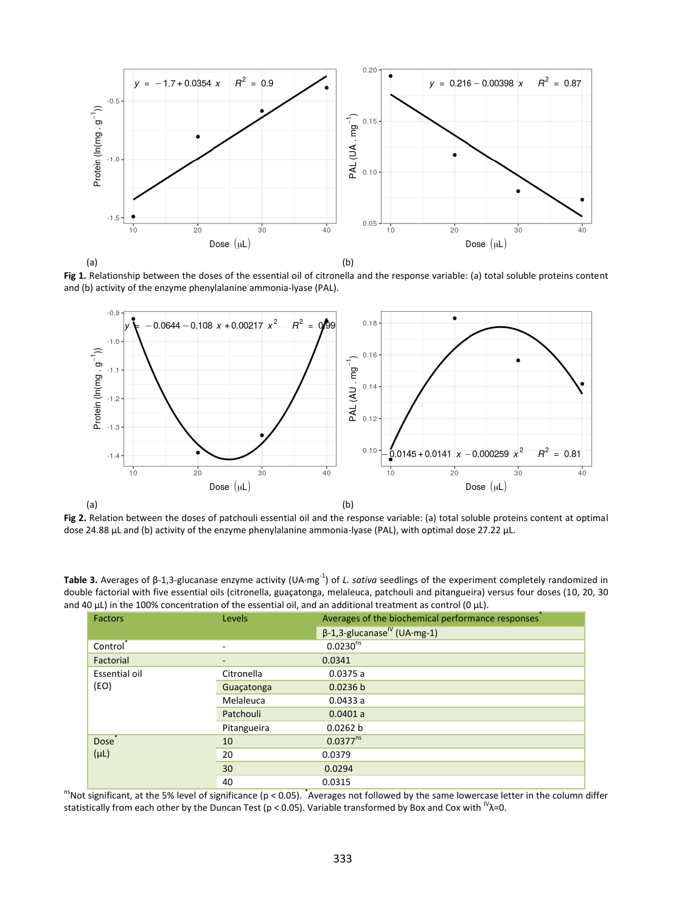(a) (b)

**Fig 1.** Relationship between the doses of the essential oil of citronella and the response variable: (a) total soluble proteins content and (b) activity of the enzyme phenylalanine ammonia-lyase (PAL).

(a) (b)

**Fig 2.** Relation between the doses of patchouli essential oil and the response variable: (a) total soluble proteins content at optimal dose 24.88 µL and (b) activity of the enzyme phenylalanine ammonia-lyase (PAL), with optimal dose 27.22 µL.

**Table 3.** Averages of β-1,3-glucanase enzyme activity (UA·mg$^{-1}$) of *L. sativa* seedlings of the experiment completely randomized in double factorial with five essential oils (citronella, guaçatonga, melaleuca, patchouli and pitangueira) versus four doses (10, 20, 30 and 40 µL) in the 100% concentration of the essential oil, and an additional treatment as control (0 µL).

| Factors | Levels | Averages of the biochemical performance responses* |
|---|---|---|
| | | β-1,3-glucanase[IV] (UA·mg-1) |
| Control* | - | 0.0230[ns] |
| Factorial | - | 0.0341 |
| Essential oil (EO) | Citronella | 0.0375 a |
| | Guaçatonga | 0.0236 b |
| | Melaleuca | 0.0433 a |
| | Patchouli | 0.0401 a |
| | Pitangueira | 0.0262 b |
| Dose* (µL) | 10 | 0.0377[ns] |
| | 20 | 0.0379 |
| | 30 | 0.0294 |
| | 40 | 0.0315 |

[ns]Not significant, at the 5% level of significance ($p < 0.05$). *Averages not followed by the same lowercase letter in the column differ statistically from each other by the Duncan Test ($p < 0.05$). Variable transformed by Box and Cox with [IV]$\lambda$=0.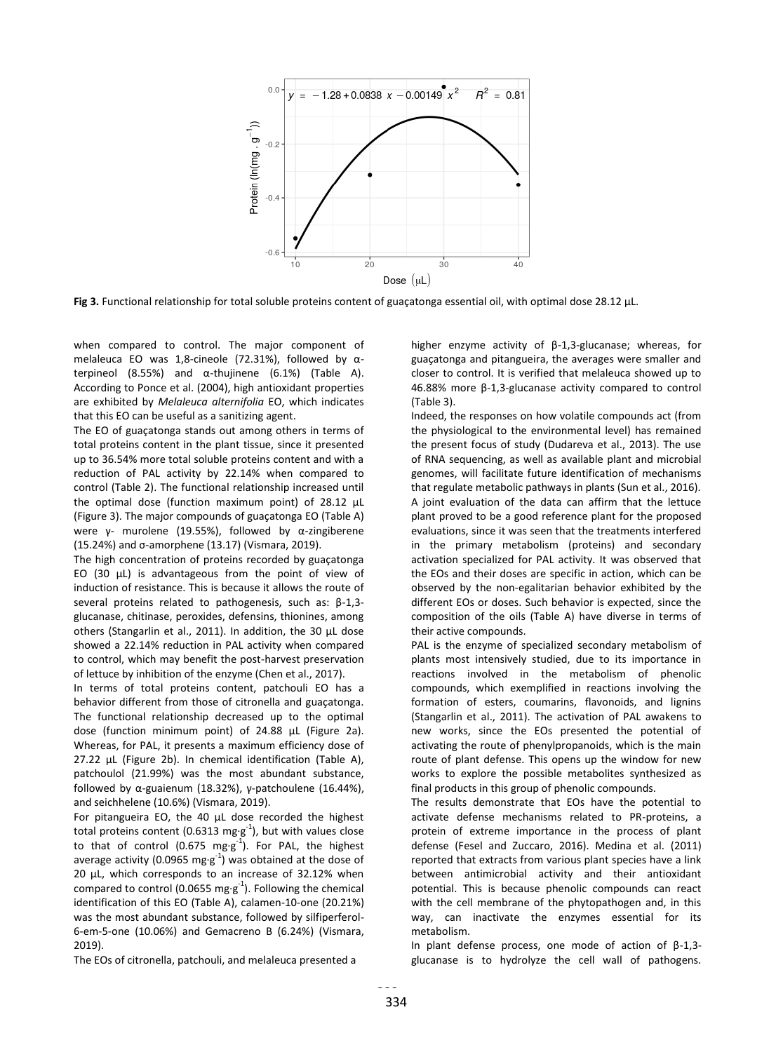Fig 3. Functional relationship for total soluble proteins content of guaçatonga essential oil, with optimal dose 28.12 µL.

when compared to control. The major component of melaleuca EO was 1,8-cineole (72.31%), followed by α-terpineol (8.55%) and α-thujinene (6.1%) (Table A). According to Ponce et al. (2004), high antioxidant properties are exhibited by *Melaleuca alternifolia* EO, which indicates that this EO can be useful as a sanitizing agent.

The EO of guaçatonga stands out among others in terms of total proteins content in the plant tissue, since it presented up to 36.54% more total soluble proteins content and with a reduction of PAL activity by 22.14% when compared to control (Table 2). The functional relationship increased until the optimal dose (function maximum point) of 28.12 µL (Figure 3). The major compounds of guaçatonga EO (Table A) were γ- murolene (19.55%), followed by α-zingiberene (15.24%) and σ-amorphene (13.17) (Vismara, 2019).

The high concentration of proteins recorded by guaçatonga EO (30 µL) is advantageous from the point of view of induction of resistance. This is because it allows the route of several proteins related to pathogenesis, such as: β-1,3-glucanase, chitinase, peroxides, defensins, thionines, among others (Stangarlin et al., 2011). In addition, the 30 µL dose showed a 22.14% reduction in PAL activity when compared to control, which may benefit the post-harvest preservation of lettuce by inhibition of the enzyme (Chen et al., 2017).

In terms of total proteins content, patchouli EO has a behavior different from those of citronella and guaçatonga. The functional relationship decreased up to the optimal dose (function minimum point) of 24.88 µL (Figure 2a). Whereas, for PAL, it presents a maximum efficiency dose of 27.22 µL (Figure 2b). In chemical identification (Table A), patchoulol (21.99%) was the most abundant substance, followed by α-guaienum (18.32%), γ-patchoulene (16.44%), and seichhelene (10.6%) (Vismara, 2019).

For pitangueira EO, the 40 µL dose recorded the highest total proteins content (0.6313 $mg{\cdot}g^{-1}$), but with values close to that of control (0.675 $mg{\cdot}g^{-1}$). For PAL, the highest average activity (0.0965 $mg{\cdot}g^{-1}$) was obtained at the dose of 20 µL, which corresponds to an increase of 32.12% when compared to control (0.0655 $mg{\cdot}g^{-1}$). Following the chemical identification of this EO (Table A), calamen-10-one (20.21%) was the most abundant substance, followed by silfiperferol-6-em-5-one (10.06%) and Gemacreno B (6.24%) (Vismara, 2019).

The EOs of citronella, patchouli, and melaleuca presented a higher enzyme activity of β-1,3-glucanase; whereas, for guaçatonga and pitangueira, the averages were smaller and closer to control. It is verified that melaleuca showed up to 46.88% more β-1,3-glucanase activity compared to control (Table 3).

Indeed, the responses on how volatile compounds act (from the physiological to the environmental level) has remained the present focus of study (Dudareva et al., 2013). The use of RNA sequencing, as well as available plant and microbial genomes, will facilitate future identification of mechanisms that regulate metabolic pathways in plants (Sun et al., 2016). A joint evaluation of the data can affirm that the lettuce plant proved to be a good reference plant for the proposed evaluations, since it was seen that the treatments interfered in the primary metabolism (proteins) and secondary activation specialized for PAL activity. It was observed that the EOs and their doses are specific in action, which can be observed by the non-egalitarian behavior exhibited by the different EOs or doses. Such behavior is expected, since the composition of the oils (Table A) have diverse in terms of their active compounds.

PAL is the enzyme of specialized secondary metabolism of plants most intensively studied, due to its importance in reactions involved in the metabolism of phenolic compounds, which exemplified in reactions involving the formation of esters, coumarins, flavonoids, and lignins (Stangarlin et al., 2011). The activation of PAL awakens to new works, since the EOs presented the potential of activating the route of phenylpropanoids, which is the main route of plant defense. This opens up the window for new works to explore the possible metabolites synthesized as final products in this group of phenolic compounds.

The results demonstrate that EOs have the potential to activate defense mechanisms related to PR-proteins, a protein of extreme importance in the process of plant defense (Fesel and Zuccaro, 2016). Medina et al. (2011) reported that extracts from various plant species have a link between antimicrobial activity and their antioxidant potential. This is because phenolic compounds can react with the cell membrane of the phytopathogen and, in this way, can inactivate the enzymes essential for its metabolism.

In plant defense process, one mode of action of β-1,3-glucanase is to hydrolyze the cell wall of pathogens.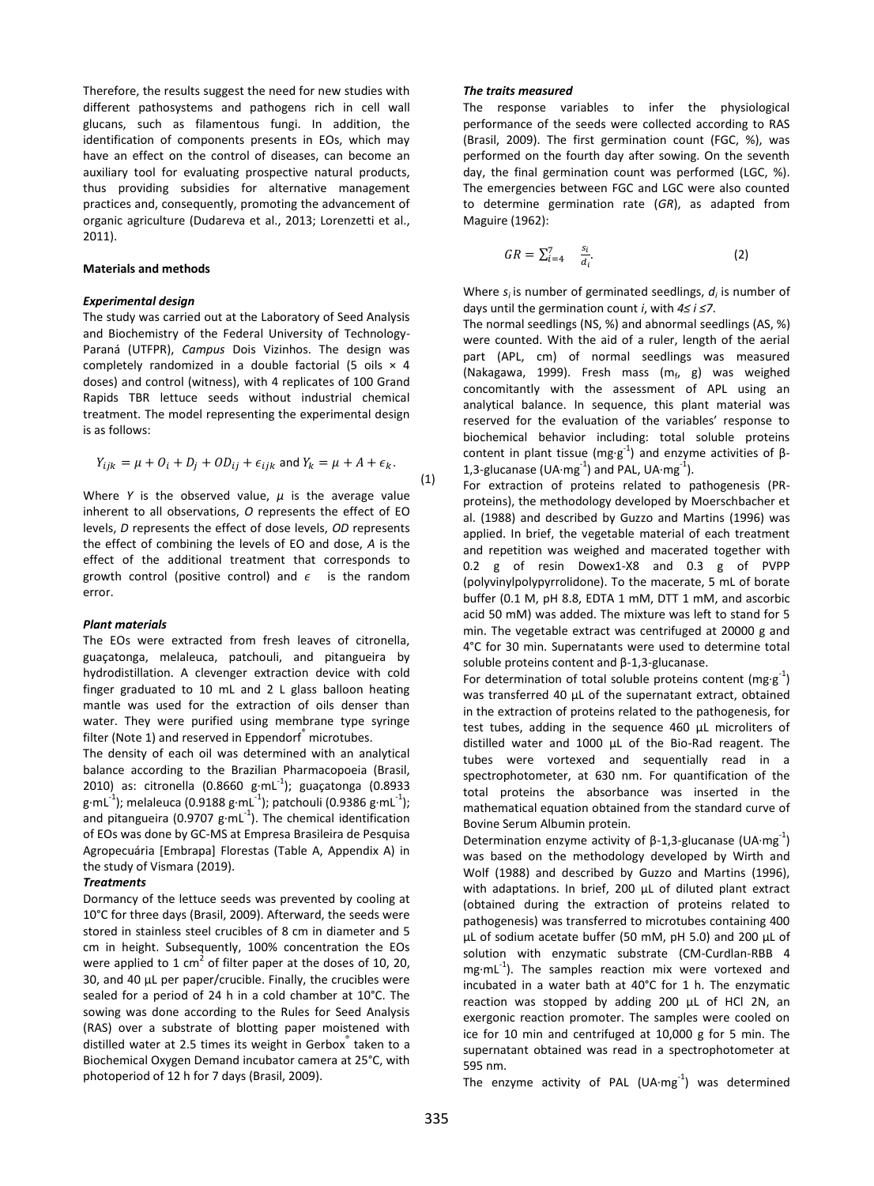Therefore, the results suggest the need for new studies with different pathosystems and pathogens rich in cell wall glucans, such as filamentous fungi. In addition, the identification of components present in EOs, which may have an effect on the control of diseases, can become an auxiliary tool for evaluating prospective natural products, thus providing subsidies for alternative management practices and, consequently, promoting the advancement of organic agriculture (Dudareva et al., 2013; Lorenzetti et al., 2011).

## Materials and methods

### *Experimental design*

The study was carried out at the Laboratory of Seed Analysis and Biochemistry of the Federal University of Technology-Paraná (UTFPR), *Campus* Dois Vizinhos. The design was completely randomized in a double factorial (5 oils × 4 doses) and control (witness), with 4 replicates of 100 Grand Rapids TBR lettuce seeds without industrial chemical treatment. The model representing the experimental design is as follows:

$$Y_{ijk} = \mu + O_i + D_j + OD_{ij} + \epsilon_{ijk} \text{ and } Y_k = \mu + A + \epsilon_k. \quad (1)$$

Where $Y$ is the observed value, $\mu$ is the average value inherent to all observations, $O$ represents the effect of EO levels, $D$ represents the effect of dose levels, $OD$ represents the effect of combining the levels of EO and dose, $A$ is the effect of the additional treatment that corresponds to growth control (positive control) and $\epsilon$ is the random error.

### *Plant materials*

The EOs were extracted from fresh leaves of citronella, guaçatonga, melaleuca, patchouli, and pitangueira by hydrodistillation. A clevenger extraction device with cold finger graduated to 10 mL and 2 L glass balloon heating mantle was used for the extraction of oils denser than water. They were purified using membrane type syringe filter (Note 1) and reserved in Eppendorf® microtubes.

The density of each oil was determined with an analytical balance according to the Brazilian Pharmacopoeia (Brasil, 2010) as: citronella (0.8660 g·mL$^{-1}$); guaçatonga (0.8933 g·mL$^{-1}$); melaleuca (0.9188 g·mL$^{-1}$); patchouli (0.9386 g·mL$^{-1}$); and pitangueira (0.9707 g·mL$^{-1}$). The chemical identification of EOs was done by GC-MS at Empresa Brasileira de Pesquisa Agropecuária [Embrapa] Florestas (Table A, Appendix A) in the study of Vismara (2019).

### *Treatments*

Dormancy of the lettuce seeds was prevented by cooling at 10°C for three days (Brasil, 2009). Afterward, the seeds were stored in stainless steel crucibles of 8 cm in diameter and 5 cm in height. Subsequently, 100% concentration the EOs were applied to 1 cm$^2$ of filter paper at the doses of 10, 20, 30, and 40 µL per paper/crucible. Finally, the crucibles were sealed for a period of 24 h in a cold chamber at 10°C. The sowing was done according to the Rules for Seed Analysis (RAS) over a substrate of blotting paper moistened with distilled water at 2.5 times its weight in Gerbox® taken to a Biochemical Oxygen Demand incubator camera at 25°C, with photoperiod of 12 h for 7 days (Brasil, 2009).

### *The traits measured*

The response variables to infer the physiological performance of the seeds were collected according to RAS (Brasil, 2009). The first germination count (FGC, %), was performed on the fourth day after sowing. On the seventh day, the final germination count was performed (LGC, %). The emergencies between FGC and LGC were also counted to determine germination rate (*GR*), as adapted from Maguire (1962):

$$GR = \sum_{i=4}^{7} \frac{s_i}{d_i}. \quad (2)$$

Where $s_i$ is number of germinated seedlings, $d_i$ is number of days until the germination count $i$, with $4 \leq i \leq 7$.

The normal seedlings (NS, %) and abnormal seedlings (AS, %) were counted. With the aid of a ruler, length of the aerial part (APL, cm) of normal seedlings was measured (Nakagawa, 1999). Fresh mass ($m_f$, g) was weighed concomitantly with the assessment of APL using an analytical balance. In sequence, this plant material was reserved for the evaluation of the variables' response to biochemical behavior including: total soluble proteins content in plant tissue (mg·g$^{-1}$) and enzyme activities of β-1,3-glucanase (UA·mg$^{-1}$) and PAL, UA·mg$^{-1}$).

For extraction of proteins related to pathogenesis (PR-proteins), the methodology developed by Moerschbacher et al. (1988) and described by Guzzo and Martins (1996) was applied. In brief, the vegetable material of each treatment and repetition was weighed and macerated together with 0.2 g of resin Dowex1-X8 and 0.3 g of PVPP (polyvinylpolypyrrolidone). To the macerate, 5 mL of borate buffer (0.1 M, pH 8.8, EDTA 1 mM, DTT 1 mM, and ascorbic acid 50 mM) was added. The mixture was left to stand for 5 min. The vegetable extract was centrifuged at 20000 g and 4°C for 30 min. Supernatants were used to determine total soluble proteins content and β-1,3-glucanase.

For determination of total soluble proteins content (mg·g$^{-1}$) was transferred 40 µL of the supernatant extract, obtained in the extraction of proteins related to the pathogenesis, for test tubes, adding in the sequence 460 µL microliters of distilled water and 1000 µL of the Bio-Rad reagent. The tubes were vortexed and sequentially read in a spectrophotometer, at 630 nm. For quantification of the total proteins the absorbance was inserted in the mathematical equation obtained from the standard curve of Bovine Serum Albumin protein.

Determination enzyme activity of β-1,3-glucanase (UA·mg$^{-1}$) was based on the methodology developed by Wirth and Wolf (1988) and described by Guzzo and Martins (1996), with adaptations. In brief, 200 µL of diluted plant extract (obtained during the extraction of proteins related to pathogenesis) was transferred to microtubes containing 400 µL of sodium acetate buffer (50 mM, pH 5.0) and 200 µL of solution with enzymatic substrate (CM-Curdlan-RBB 4 mg·mL$^{-1}$). The samples reaction mix were vortexed and incubated in a water bath at 40°C for 1 h. The enzymatic reaction was stopped by adding 200 µL of HCl 2N, an exergonic reaction promoter. The samples were cooled on ice for 10 min and centrifuged at 10,000 g for 5 min. The supernatant obtained was read in a spectrophotometer at 595 nm.

The enzyme activity of PAL (UA·mg$^{-1}$) was determined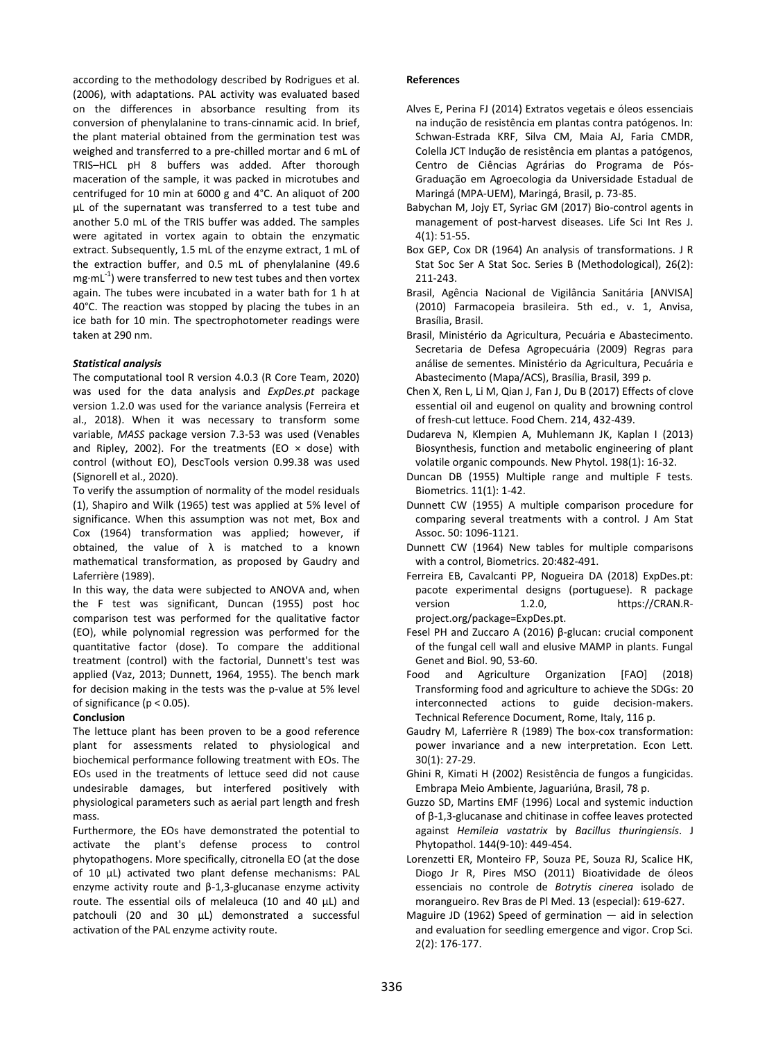according to the methodology described by Rodrigues et al. (2006), with adaptations. PAL activity was evaluated based on the differences in absorbance resulting from its conversion of phenylalanine to trans-cinnamic acid. In brief, the plant material obtained from the germination test was weighed and transferred to a pre-chilled mortar and 6 mL of TRIS–HCL pH 8 buffers was added. After thorough maceration of the sample, it was packed in microtubes and centrifuged for 10 min at 6000 g and 4°C. An aliquot of 200 µL of the supernatant was transferred to a test tube and another 5.0 mL of the TRIS buffer was added. The samples were agitated in vortex again to obtain the enzymatic extract. Subsequently, 1.5 mL of the enzyme extract, 1 mL of the extraction buffer, and 0.5 mL of phenylalanine (49.6 $mg \cdot mL^{-1}$) were transferred to new test tubes and then vortex again. The tubes were incubated in a water bath for 1 h at 40°C. The reaction was stopped by placing the tubes in an ice bath for 10 min. The spectrophotometer readings were taken at 290 nm.

***Statistical analysis***

The computational tool R version 4.0.3 (R Core Team, 2020) was used for the data analysis and *ExpDes.pt* package version 1.2.0 was used for the variance analysis (Ferreira et al., 2018). When it was necessary to transform some variable, *MASS* package version 7.3-53 was used (Venables and Ripley, 2002). For the treatments (EO × dose) with control (without EO), DescTools version 0.99.38 was used (Signorell et al., 2020).

To verify the assumption of normality of the model residuals (1), Shapiro and Wilk (1965) test was applied at 5% level of significance. When this assumption was not met, Box and Cox (1964) transformation was applied; however, if obtained, the value of λ is matched to a known mathematical transformation, as proposed by Gaudry and Laferrière (1989).

In this way, the data were subjected to ANOVA and, when the F test was significant, Duncan (1955) post hoc comparison test was performed for the qualitative factor (EO), while polynomial regression was performed for the quantitative factor (dose). To compare the additional treatment (control) with the factorial, Dunnett's test was applied (Vaz, 2013; Dunnett, 1964, 1955). The bench mark for decision making in the tests was the p-value at 5% level of significance ($p < 0.05$).

**Conclusion**

The lettuce plant has been proven to be a good reference plant for assessments related to physiological and biochemical performance following treatment with EOs. The EOs used in the treatments of lettuce seed did not cause undesirable damages, but interfered positively with physiological parameters such as aerial part length and fresh mass.

Furthermore, the EOs have demonstrated the potential to activate the plant's defense process to control phytopathogens. More specifically, citronella EO (at the dose of 10 µL) activated two plant defense mechanisms: PAL enzyme activity route and β-1,3-glucanase enzyme activity route. The essential oils of melaleuca (10 and 40 µL) and patchouli (20 and 30 µL) demonstrated a successful activation of the PAL enzyme activity route.

**References**

Alves E, Perina FJ (2014) Extratos vegetais e óleos essenciais na indução de resistência em plantas contra patógenos. In: Schwan-Estrada KRF, Silva CM, Maia AJ, Faria CMDR, Colella JCT Indução de resistência em plantas a patógenos, Centro de Ciências Agrárias do Programa de Pós-Graduação em Agroecologia da Universidade Estadual de Maringá (MPA-UEM), Maringá, Brasil, p. 73-85.

Babychan M, Jojy ET, Syriac GM (2017) Bio-control agents in management of post-harvest diseases. Life Sci Int Res J. 4(1): 51-55.

Box GEP, Cox DR (1964) An analysis of transformations. J R Stat Soc Ser A Stat Soc. Series B (Methodological), 26(2): 211-243.

Brasil, Agência Nacional de Vigilância Sanitária [ANVISA] (2010) Farmacopeia brasileira. 5th ed., v. 1, Anvisa, Brasília, Brasil.

Brasil, Ministério da Agricultura, Pecuária e Abastecimento. Secretaria de Defesa Agropecuária (2009) Regras para análise de sementes. Ministério da Agricultura, Pecuária e Abastecimento (Mapa/ACS), Brasília, Brasil, 399 p.

Chen X, Ren L, Li M, Qian J, Fan J, Du B (2017) Effects of clove essential oil and eugenol on quality and browning control of fresh-cut lettuce. Food Chem. 214, 432-439.

Dudareva N, Klempien A, Muhlemann JK, Kaplan I (2013) Biosynthesis, function and metabolic engineering of plant volatile organic compounds. New Phytol. 198(1): 16-32.

Duncan DB (1955) Multiple range and multiple F tests. Biometrics. 11(1): 1-42.

Dunnett CW (1955) A multiple comparison procedure for comparing several treatments with a control. J Am Stat Assoc. 50: 1096-1121.

Dunnett CW (1964) New tables for multiple comparisons with a control, Biometrics. 20:482-491.

Ferreira EB, Cavalcanti PP, Nogueira DA (2018) ExpDes.pt: pacote experimental designs (portuguese). R package version 1.2.0, https://CRAN.R-project.org/package=ExpDes.pt.

Fesel PH and Zuccaro A (2016) β-glucan: crucial component of the fungal cell wall and elusive MAMP in plants. Fungal Genet and Biol. 90, 53-60.

Food and Agriculture Organization [FAO] (2018) Transforming food and agriculture to achieve the SDGs: 20 interconnected actions to guide decision-makers. Technical Reference Document, Rome, Italy, 116 p.

Gaudry M, Laferrière R (1989) The box-cox transformation: power invariance and a new interpretation. Econ Lett. 30(1): 27-29.

Ghini R, Kimati H (2002) Resistência de fungos a fungicidas. Embrapa Meio Ambiente, Jaguariúna, Brasil, 78 p.

Guzzo SD, Martins EMF (1996) Local and systemic induction of β-1,3-glucanase and chitinase in coffee leaves protected against *Hemileia vastatrix* by *Bacillus thuringiensis*. J Phytopathol. 144(9-10): 449-454.

Lorenzetti ER, Monteiro FP, Souza PE, Souza RJ, Scalice HK, Diogo Jr R, Pires MSO (2011) Bioatividade de óleos essenciais no controle de *Botrytis cinerea* isolado de morangueiro. Rev Bras de Pl Med. 13 (especial): 619-627.

Maguire JD (1962) Speed of germination — aid in selection and evaluation for seedling emergence and vigor. Crop Sci. 2(2): 176-177.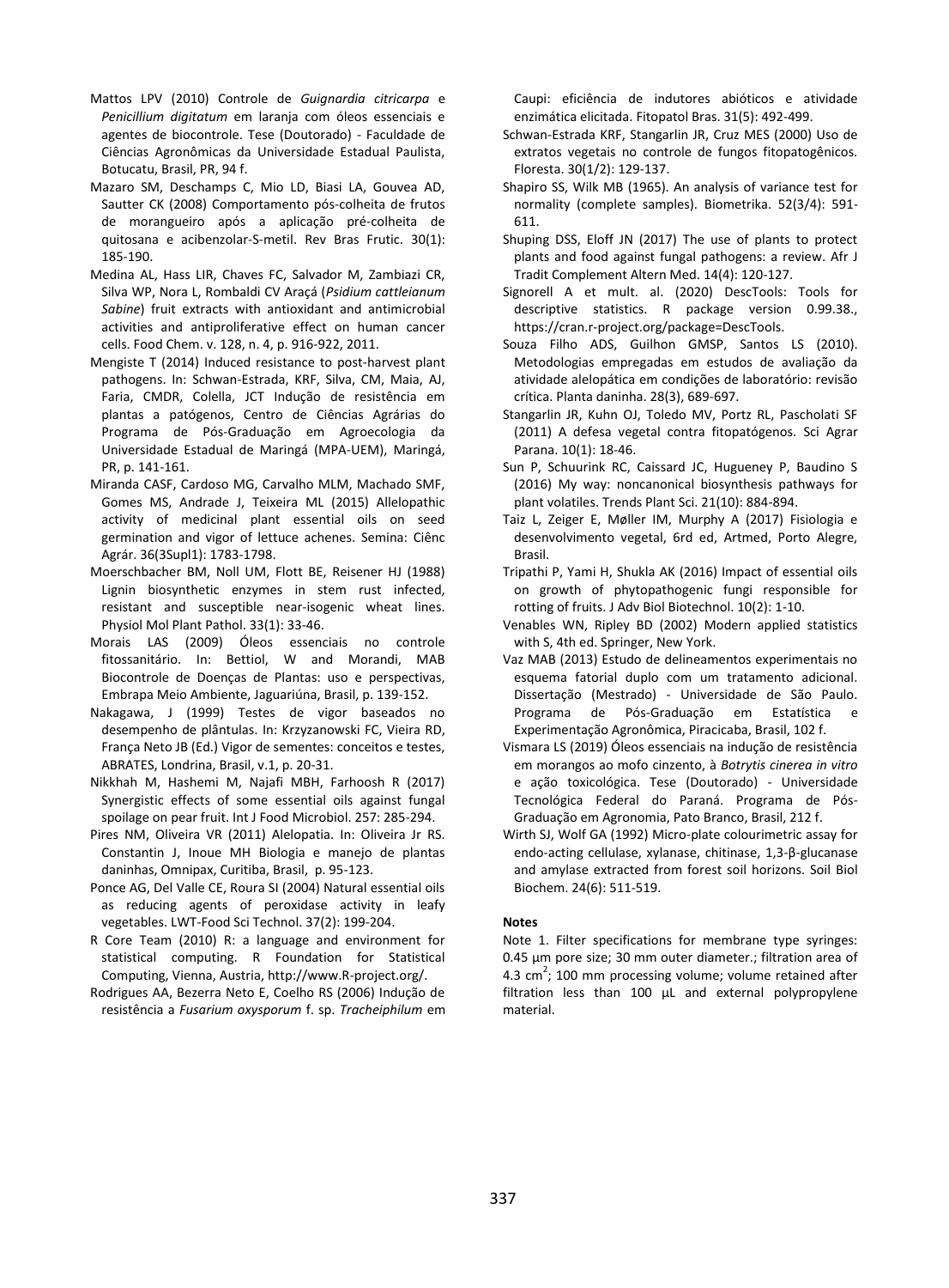Mattos LPV (2010) Controle de *Guignardia citricarpa* e *Penicillium digitatum* em laranja com óleos essenciais e agentes de biocontrole. Tese (Doutorado) - Faculdade de Ciências Agronômicas da Universidade Estadual Paulista, Botucatu, Brasil, PR, 94 f.

Mazaro SM, Deschamps C, Mio LD, Biasi LA, Gouvea AD, Sautter CK (2008) Comportamento pós-colheita de frutos de morangueiro após a aplicação pré-colheita de quitosana e acibenzolar-S-metil. Rev Bras Frutic. 30(1): 185-190.

Medina AL, Hass LIR, Chaves FC, Salvador M, Zambiazi CR, Silva WP, Nora L, Rombaldi CV Araçá (*Psidium cattleianum Sabine*) fruit extracts with antioxidant and antimicrobial activities and antiproliferative effect on human cancer cells. Food Chem. v. 128, n. 4, p. 916-922, 2011.

Mengiste T (2014) Induced resistance to post-harvest plant pathogens. In: Schwan-Estrada, KRF, Silva, CM, Maia, AJ, Faria, CMDR, Colella, JCT Indução de resistência em plantas a patógenos, Centro de Ciências Agrárias do Programa de Pós-Graduação em Agroecologia da Universidade Estadual de Maringá (MPA-UEM), Maringá, PR, p. 141-161.

Miranda CASF, Cardoso MG, Carvalho MLM, Machado SMF, Gomes MS, Andrade J, Teixeira ML (2015) Allelopathic activity of medicinal plant essential oils on seed germination and vigor of lettuce achenes. Semina: Ciênc Agrár. 36(3Supl1): 1783-1798.

Moerschbacher BM, Noll UM, Flott BE, Reisener HJ (1988) Lignin biosynthetic enzymes in stem rust infected, resistant and susceptible near-isogenic wheat lines. Physiol Mol Plant Pathol. 33(1): 33-46.

Morais LAS (2009) Óleos essenciais no controle fitossanitário. In: Bettiol, W and Morandi, MAB Biocontrole de Doenças de Plantas: uso e perspectivas, Embrapa Meio Ambiente, Jaguariúna, Brasil, p. 139-152.

Nakagawa, J (1999) Testes de vigor baseados no desempenho de plântulas. In: Krzyzanowski FC, Vieira RD, França Neto JB (Ed.) Vigor de sementes: conceitos e testes, ABRATES, Londrina, Brasil, v.1, p. 20-31.

Nikkhah M, Hashemi M, Najafi MBH, Farhoosh R (2017) Synergistic effects of some essential oils against fungal spoilage on pear fruit. Int J Food Microbiol. 257: 285-294.

Pires NM, Oliveira VR (2011) Alelopatia. In: Oliveira Jr RS. Constantin J, Inoue MH Biologia e manejo de plantas daninhas, Omnipax, Curitiba, Brasil, p. 95-123.

Ponce AG, Del Valle CE, Roura SI (2004) Natural essential oils as reducing agents of peroxidase activity in leafy vegetables. LWT-Food Sci Technol. 37(2): 199-204.

R Core Team (2010) R: a language and environment for statistical computing. R Foundation for Statistical Computing, Vienna, Austria, http://www.R-project.org/.

Rodrigues AA, Bezerra Neto E, Coelho RS (2006) Indução de resistência a *Fusarium oxysporum* f. sp. *Tracheiphilum* em Caupi: eficiência de indutores abióticos e atividade enzimática elicitada. Fitopatol Bras. 31(5): 492-499.

Schwan-Estrada KRF, Stangarlin JR, Cruz MES (2000) Uso de extratos vegetais no controle de fungos fitopatogênicos. Floresta. 30(1/2): 129-137.

Shapiro SS, Wilk MB (1965). An analysis of variance test for normality (complete samples). Biometrika. 52(3/4): 591-611.

Shuping DSS, Eloff JN (2017) The use of plants to protect plants and food against fungal pathogens: a review. Afr J Tradit Complement Altern Med. 14(4): 120-127.

Signorell A et mult. al. (2020) DescTools: Tools for descriptive statistics. R package version 0.99.38., https://cran.r-project.org/package=DescTools.

Souza Filho ADS, Guilhon GMSP, Santos LS (2010). Metodologias empregadas em estudos de avaliação da atividade alelopática em condições de laboratório: revisão crítica. Planta daninha. 28(3), 689-697.

Stangarlin JR, Kuhn OJ, Toledo MV, Portz RL, Pascholati SF (2011) A defesa vegetal contra fitopatógenos. Sci Agrar Parana. 10(1): 18-46.

Sun P, Schuurink RC, Caissard JC, Hugueney P, Baudino S (2016) My way: noncanonical biosynthesis pathways for plant volatiles. Trends Plant Sci. 21(10): 884-894.

Taiz L, Zeiger E, Møller IM, Murphy A (2017) Fisiologia e desenvolvimento vegetal, 6rd ed, Artmed, Porto Alegre, Brasil.

Tripathi P, Yami H, Shukla AK (2016) Impact of essential oils on growth of phytopathogenic fungi responsible for rotting of fruits. J Adv Biol Biotechnol. 10(2): 1-10.

Venables WN, Ripley BD (2002) Modern applied statistics with S, 4th ed. Springer, New York.

Vaz MAB (2013) Estudo de delineamentos experimentais no esquema fatorial duplo com um tratamento adicional. Dissertação (Mestrado) - Universidade de São Paulo. Programa de Pós-Graduação em Estatística e Experimentação Agronômica, Piracicaba, Brasil, 102 f.

Vismara LS (2019) Óleos essenciais na indução de resistência em morangos ao mofo cinzento, à *Botrytis cinerea in vitro* e ação toxicológica. Tese (Doutorado) - Universidade Tecnológica Federal do Paraná. Programa de Pós-Graduação em Agronomia, Pato Branco, Brasil, 212 f.

Wirth SJ, Wolf GA (1992) Micro-plate colourimetric assay for endo-acting cellulase, xylanase, chitinase, 1,3-β-glucanase and amylase extracted from forest soil horizons. Soil Biol Biochem. 24(6): 511-519.

**Notes**

Note 1. Filter specifications for membrane type syringes: 0.45 µm pore size; 30 mm outer diameter.; filtration area of 4.3 $cm^2$; 100 mm processing volume; volume retained after filtration less than 100 µL and external polypropylene material.